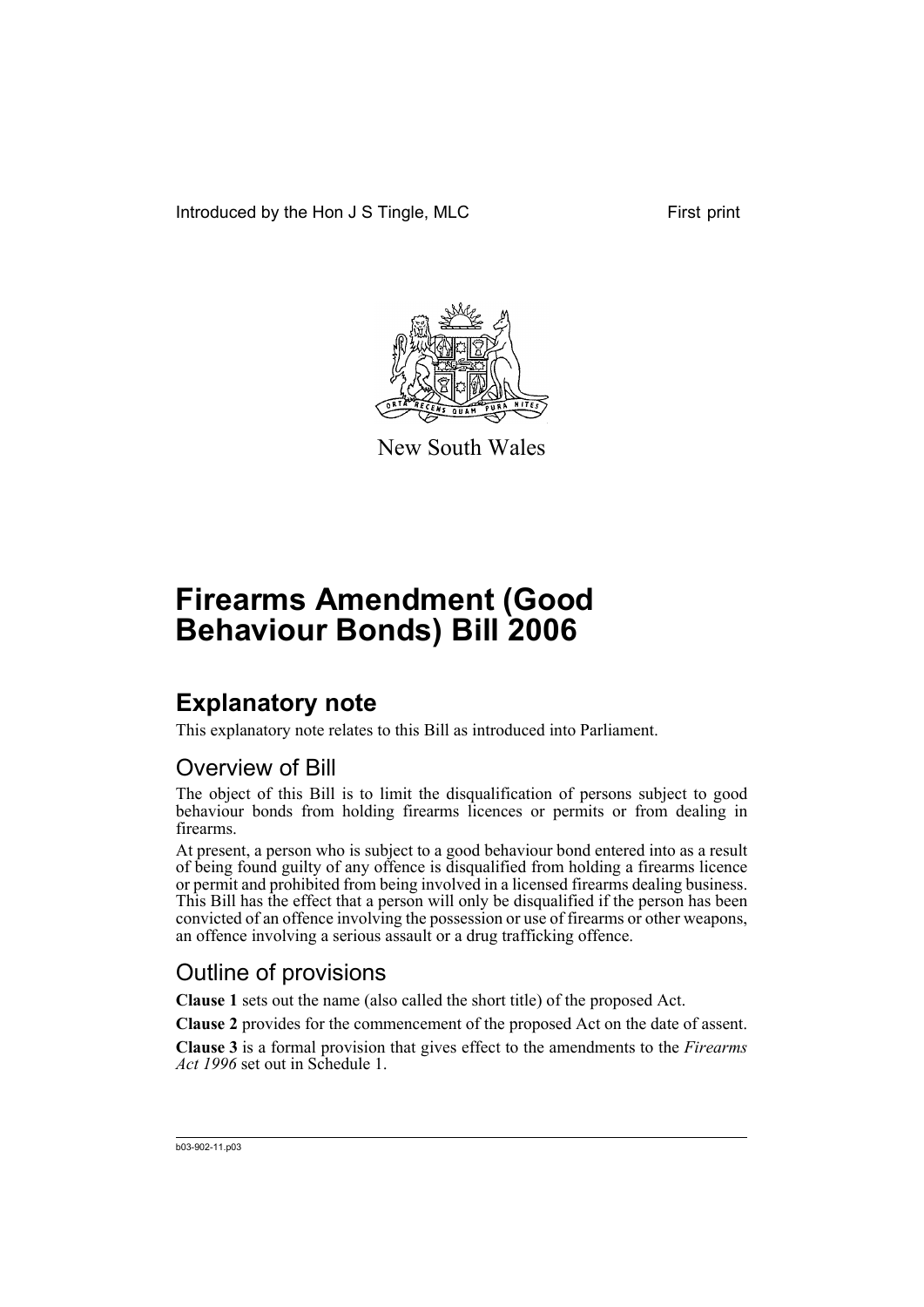Introduced by the Hon J S Tingle, MLC First print

New South Wales

# Firearms Amendment (Good Behaviour Bonds) Bill 2006

## Explanatory note

This explanatory note relates to this Bill as introduced into Parliament.

### Overview of Bill

The object of this Bill is to limit the disqualification of persons subject to good behaviour bonds from holding firearms licences or permits or from dealing in firearms.

At present, a person who is subject to a good behaviour bond entered into as a result of being found guilty of any offence is disqualified from holding a firearms licence or permit and prohibited from being involved in a licensed firearms dealing business. This Bill has the effect that a person will only be disqualified if the person has been convicted of an offence involving the possession or use of firearms or other weapons, an offence involving a serious assault or a drug trafficking offence.

### Outline of provisions

**Clause 1** sets out the name (also called the short title) of the proposed Act.

**Clause 2** provides for the commencement of the proposed Act on the date of assent.

**Clause 3** is a formal provision that gives effect to the amendments to the *Firearms Act 1996* set out in Schedule 1.

b03-902-11.p03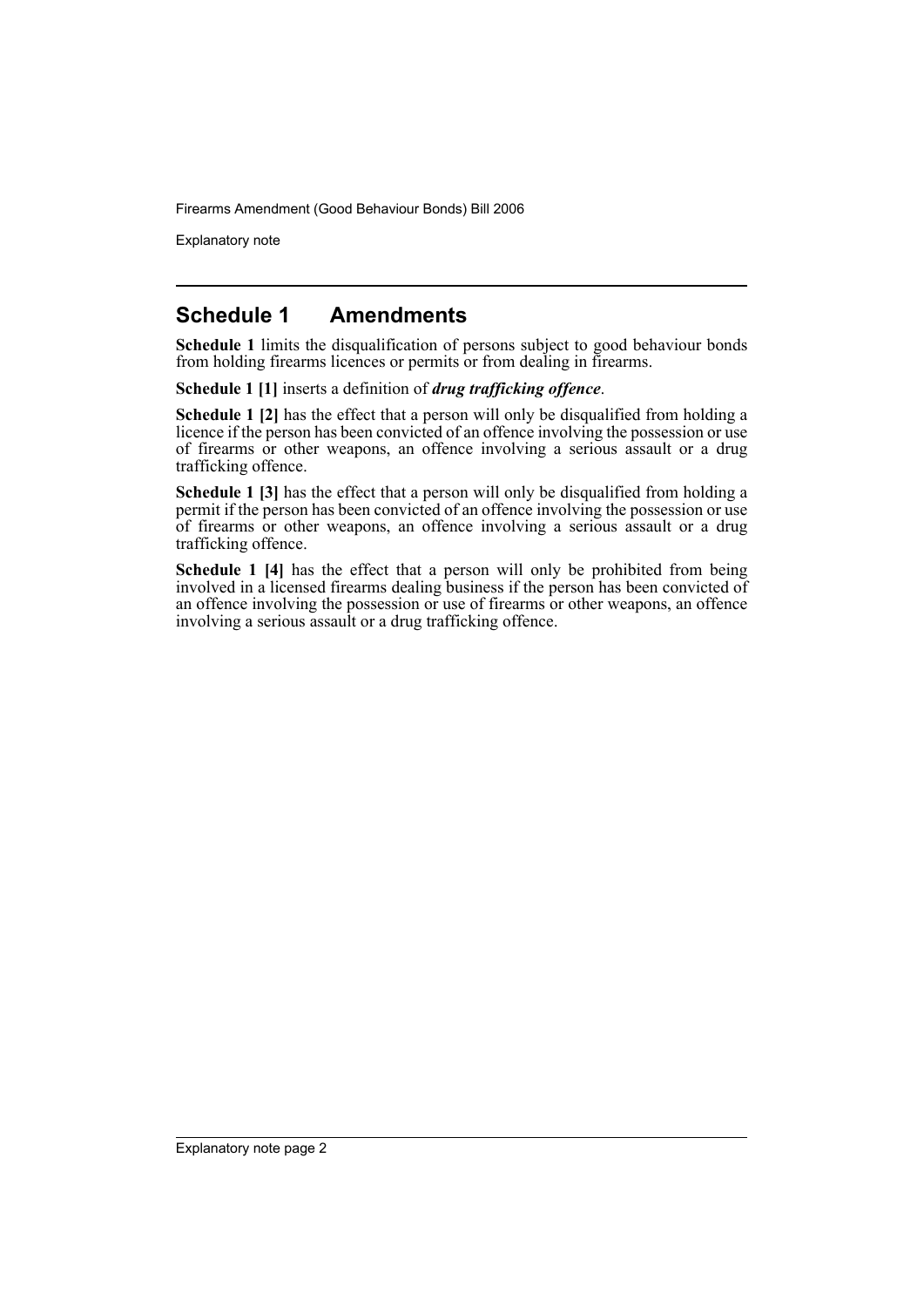## Schedule 1 Amendments

**Schedule 1** limits the disqualification of persons subject to good behaviour bonds from holding firearms licences or permits or from dealing in firearms.

**Schedule 1 [1]** inserts a definition of ***drug trafficking offence***.

**Schedule 1 [2]** has the effect that a person will only be disqualified from holding a licence if the person has been convicted of an offence involving the possession or use of firearms or other weapons, an offence involving a serious assault or a drug trafficking offence.

**Schedule 1 [3]** has the effect that a person will only be disqualified from holding a permit if the person has been convicted of an offence involving the possession or use of firearms or other weapons, an offence involving a serious assault or a drug trafficking offence.

**Schedule 1 [4]** has the effect that a person will only be prohibited from being involved in a licensed firearms dealing business if the person has been convicted of an offence involving the possession or use of firearms or other weapons, an offence involving a serious assault or a drug trafficking offence.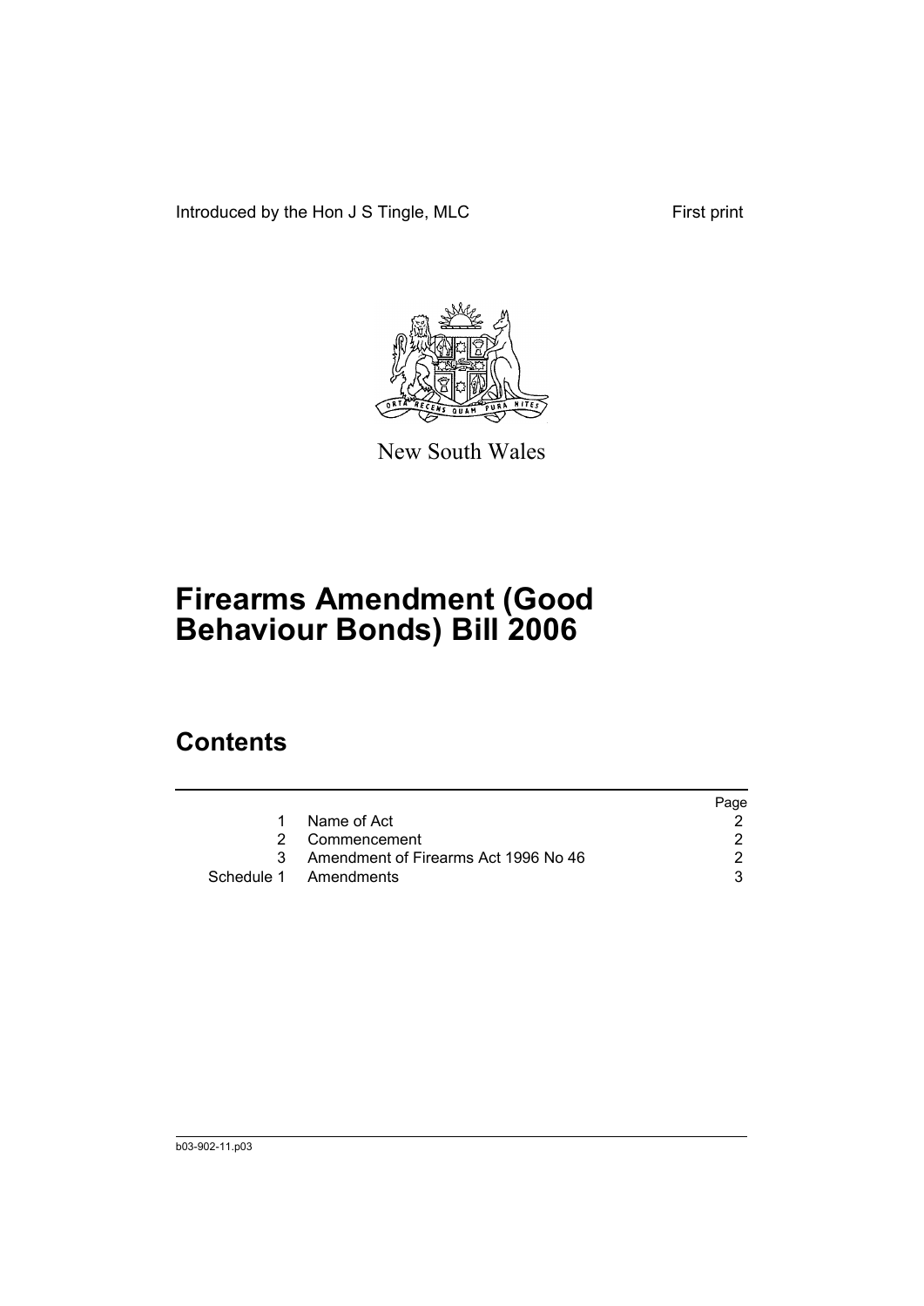Introduced by the Hon J S Tingle, MLC First print

New South Wales

# Firearms Amendment (Good Behaviour Bonds) Bill 2006

## Contents

| | | Page |
|---|---|---|
| 1 | Name of Act | 2 |
| 2 | Commencement | 2 |
| 3 | Amendment of Firearms Act 1996 No 46 | 2 |
| Schedule 1 | Amendments | 3 |

b03-902-11.p03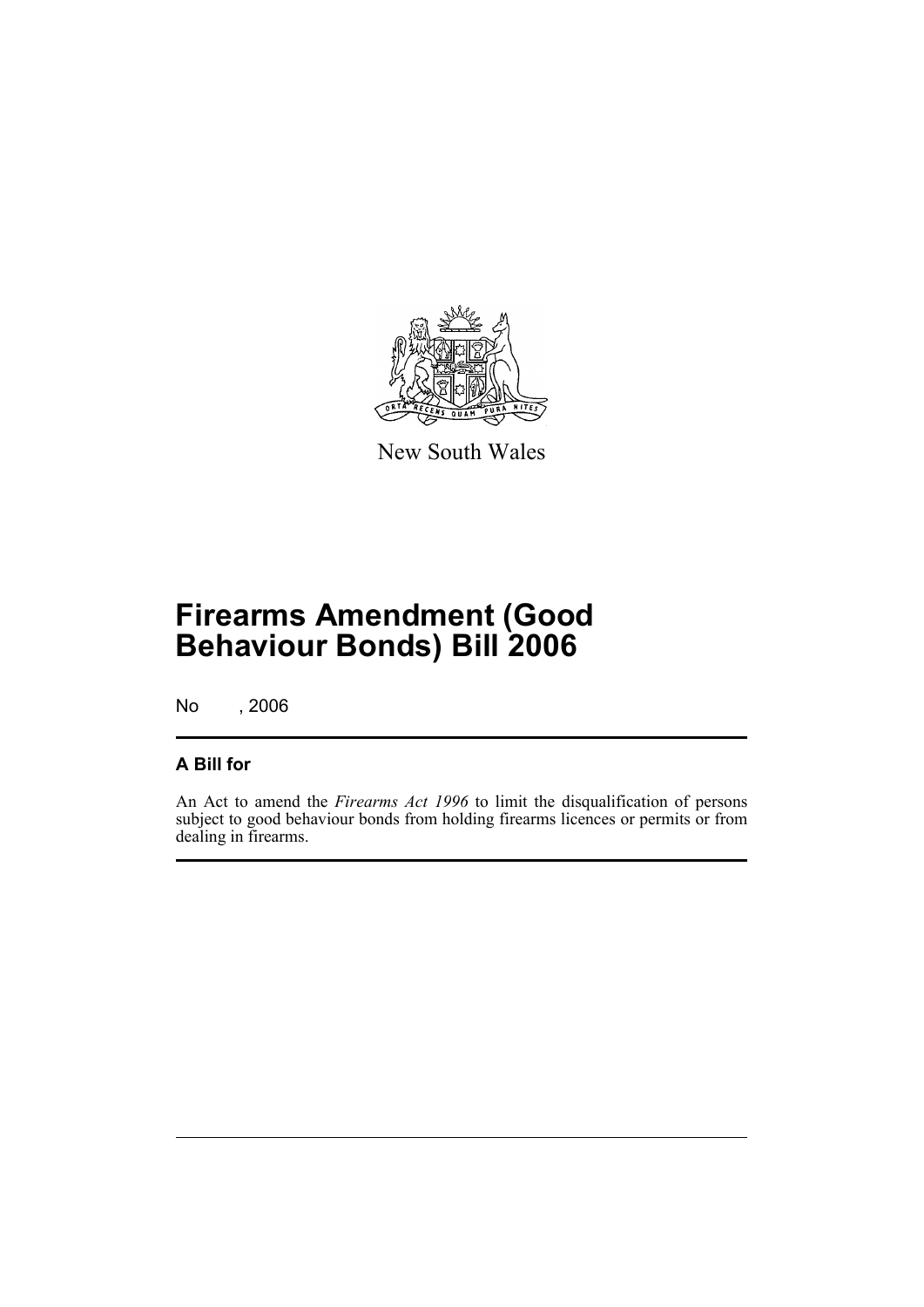New South Wales

# Firearms Amendment (Good Behaviour Bonds) Bill 2006

No , 2006

## A Bill for

An Act to amend the *Firearms Act 1996* to limit the disqualification of persons subject to good behaviour bonds from holding firearms licences or permits or from dealing in firearms.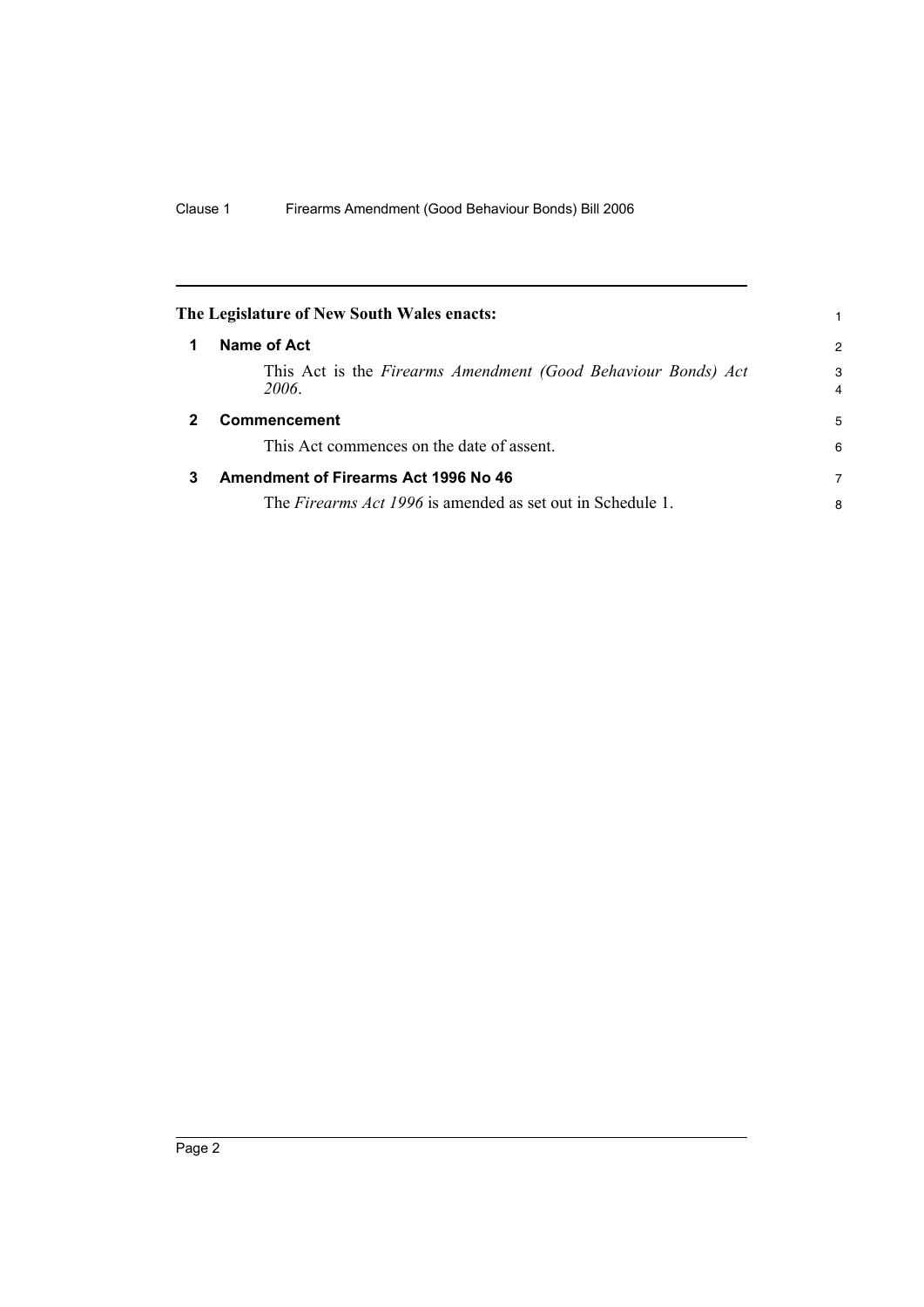## The Legislature of New South Wales enacts:

### 1 Name of Act

This Act is the *Firearms Amendment (Good Behaviour Bonds) Act 2006*.

### 2 Commencement

This Act commences on the date of assent.

### 3 Amendment of Firearms Act 1996 No 46

The *Firearms Act 1996* is amended as set out in Schedule 1.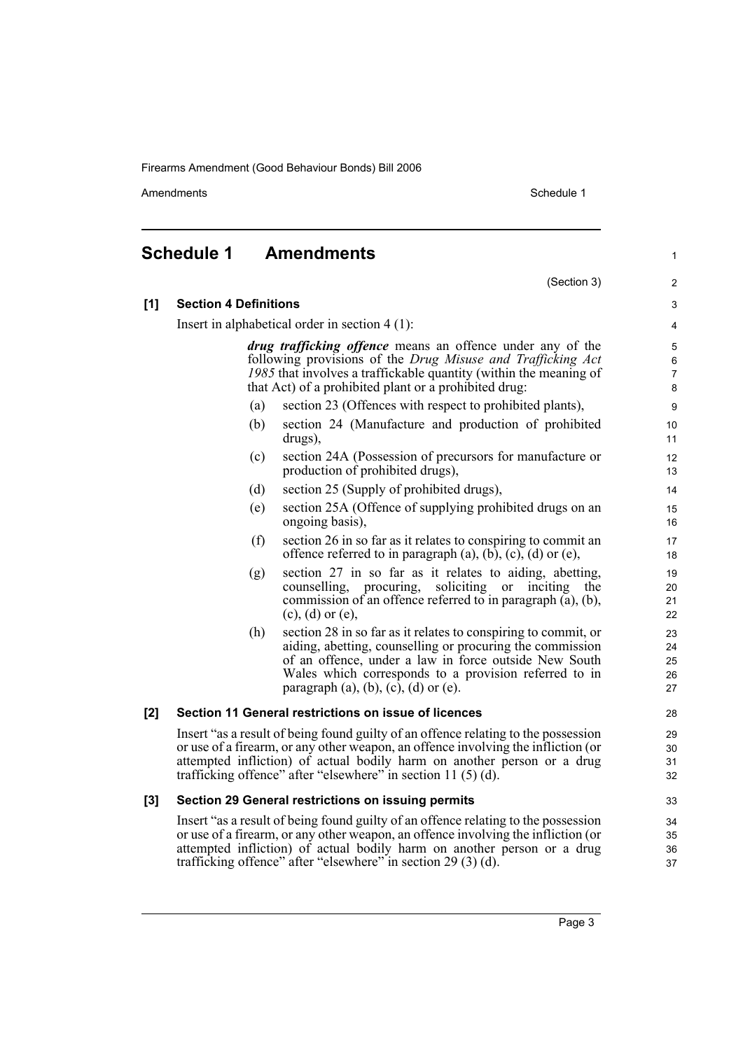# Schedule 1 Amendments

(Section 3)

## [1] Section 4 Definitions

Insert in alphabetical order in section 4 (1):

> ***drug trafficking offence*** means an offence under any of the following provisions of the *Drug Misuse and Trafficking Act 1985* that involves a traffickable quantity (within the meaning of that Act) of a prohibited plant or a prohibited drug:
>
> (a) section 23 (Offences with respect to prohibited plants),
>
> (b) section 24 (Manufacture and production of prohibited drugs),
>
> (c) section 24A (Possession of precursors for manufacture or production of prohibited drugs),
>
> (d) section 25 (Supply of prohibited drugs),
>
> (e) section 25A (Offence of supplying prohibited drugs on an ongoing basis),
>
> (f) section 26 in so far as it relates to conspiring to commit an offence referred to in paragraph (a), (b), (c), (d) or (e),
>
> (g) section 27 in so far as it relates to aiding, abetting, counselling, procuring, soliciting or inciting the commission of an offence referred to in paragraph (a), (b), (c), (d) or (e),
>
> (h) section 28 in so far as it relates to conspiring to commit, or aiding, abetting, counselling or procuring the commission of an offence, under a law in force outside New South Wales which corresponds to a provision referred to in paragraph (a), (b), (c), (d) or (e).

## [2] Section 11 General restrictions on issue of licences

Insert "as a result of being found guilty of an offence relating to the possession or use of a firearm, or any other weapon, an offence involving the infliction (or attempted infliction) of actual bodily harm on another person or a drug trafficking offence" after "elsewhere" in section 11 (5) (d).

## [3] Section 29 General restrictions on issuing permits

Insert "as a result of being found guilty of an offence relating to the possession or use of a firearm, or any other weapon, an offence involving the infliction (or attempted infliction) of actual bodily harm on another person or a drug trafficking offence" after "elsewhere" in section 29 (3) (d).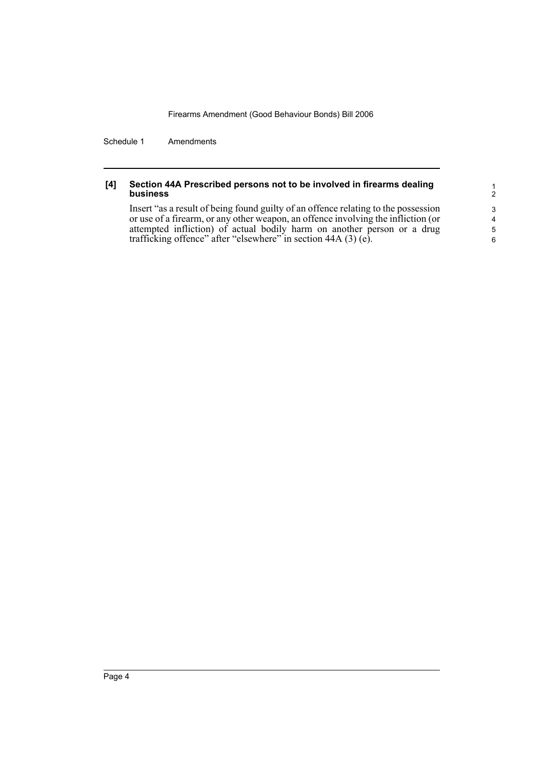**[4] Section 44A Prescribed persons not to be involved in firearms dealing business**

Insert "as a result of being found guilty of an offence relating to the possession or use of a firearm, or any other weapon, an offence involving the infliction (or attempted infliction) of actual bodily harm on another person or a drug trafficking offence" after "elsewhere" in section 44A (3) (e).